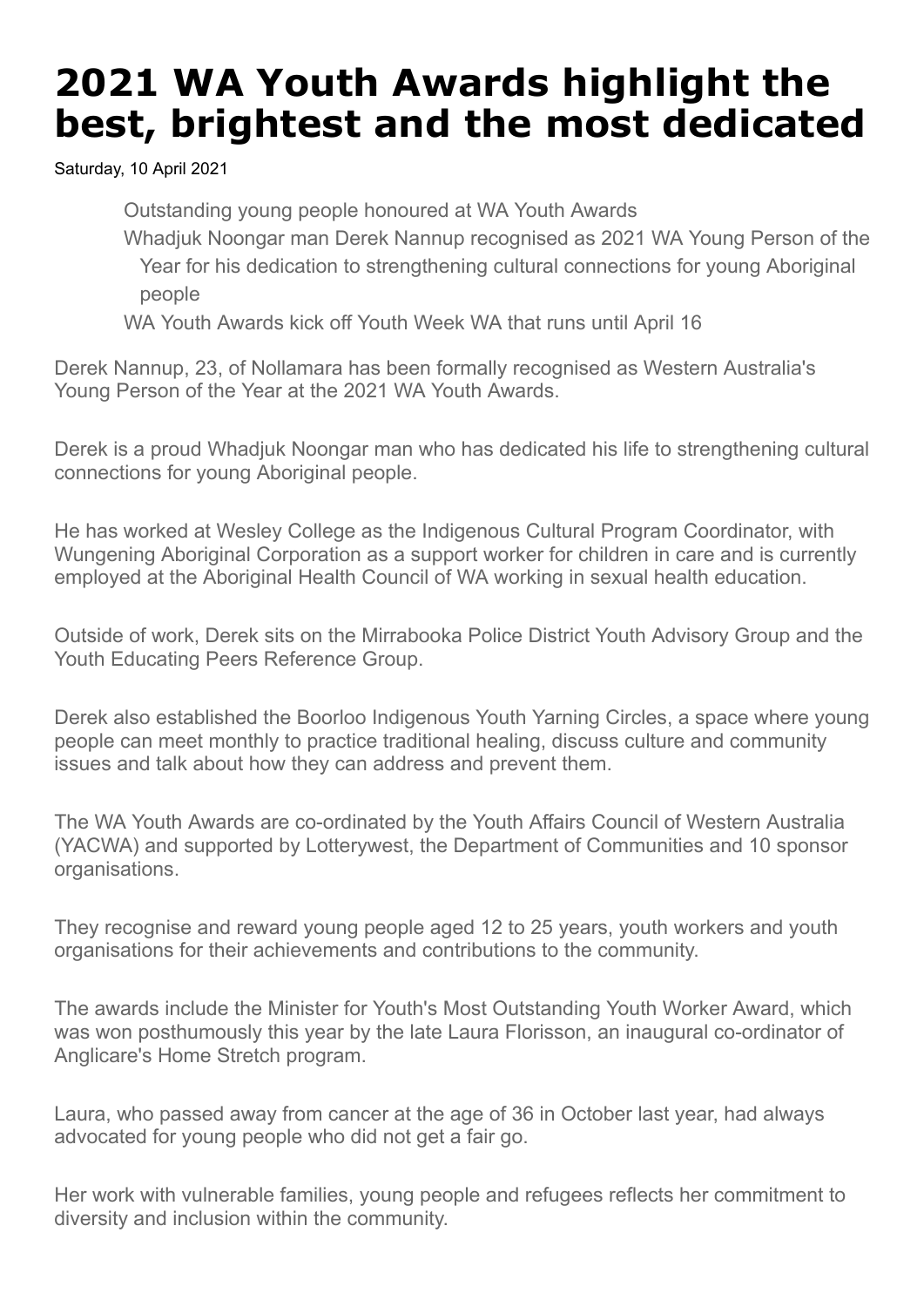# 2021 WA Youth Awards highlight the best, brightest and the most dedicated

Saturday, 10 April 2021

- Outstanding young people honoured at WA Youth Awards
- Whadjuk Noongar man Derek Nannup recognised as 2021 WA Young Person of the Year for his dedication to strengthening cultural connections for young Aboriginal people
- WA Youth Awards kick off Youth Week WA that runs until April 16

Derek Nannup, 23, of Nollamara has been formally recognised as Western Australia's Young Person of the Year at the 2021 WA Youth Awards.

Derek is a proud Whadjuk Noongar man who has dedicated his life to strengthening cultural connections for young Aboriginal people.

He has worked at Wesley College as the Indigenous Cultural Program Coordinator, with Wungening Aboriginal Corporation as a support worker for children in care and is currently employed at the Aboriginal Health Council of WA working in sexual health education.

Outside of work, Derek sits on the Mirrabooka Police District Youth Advisory Group and the Youth Educating Peers Reference Group.

Derek also established the Boorloo Indigenous Youth Yarning Circles, a space where young people can meet monthly to practice traditional healing, discuss culture and community issues and talk about how they can address and prevent them.

The WA Youth Awards are co-ordinated by the Youth Affairs Council of Western Australia (YACWA) and supported by Lotterywest, the Department of Communities and 10 sponsor organisations.

They recognise and reward young people aged 12 to 25 years, youth workers and youth organisations for their achievements and contributions to the community.

The awards include the Minister for Youth's Most Outstanding Youth Worker Award, which was won posthumously this year by the late Laura Florisson, an inaugural co-ordinator of Anglicare's Home Stretch program.

Laura, who passed away from cancer at the age of 36 in October last year, had always advocated for young people who did not get a fair go.

Her work with vulnerable families, young people and refugees reflects her commitment to diversity and inclusion within the community.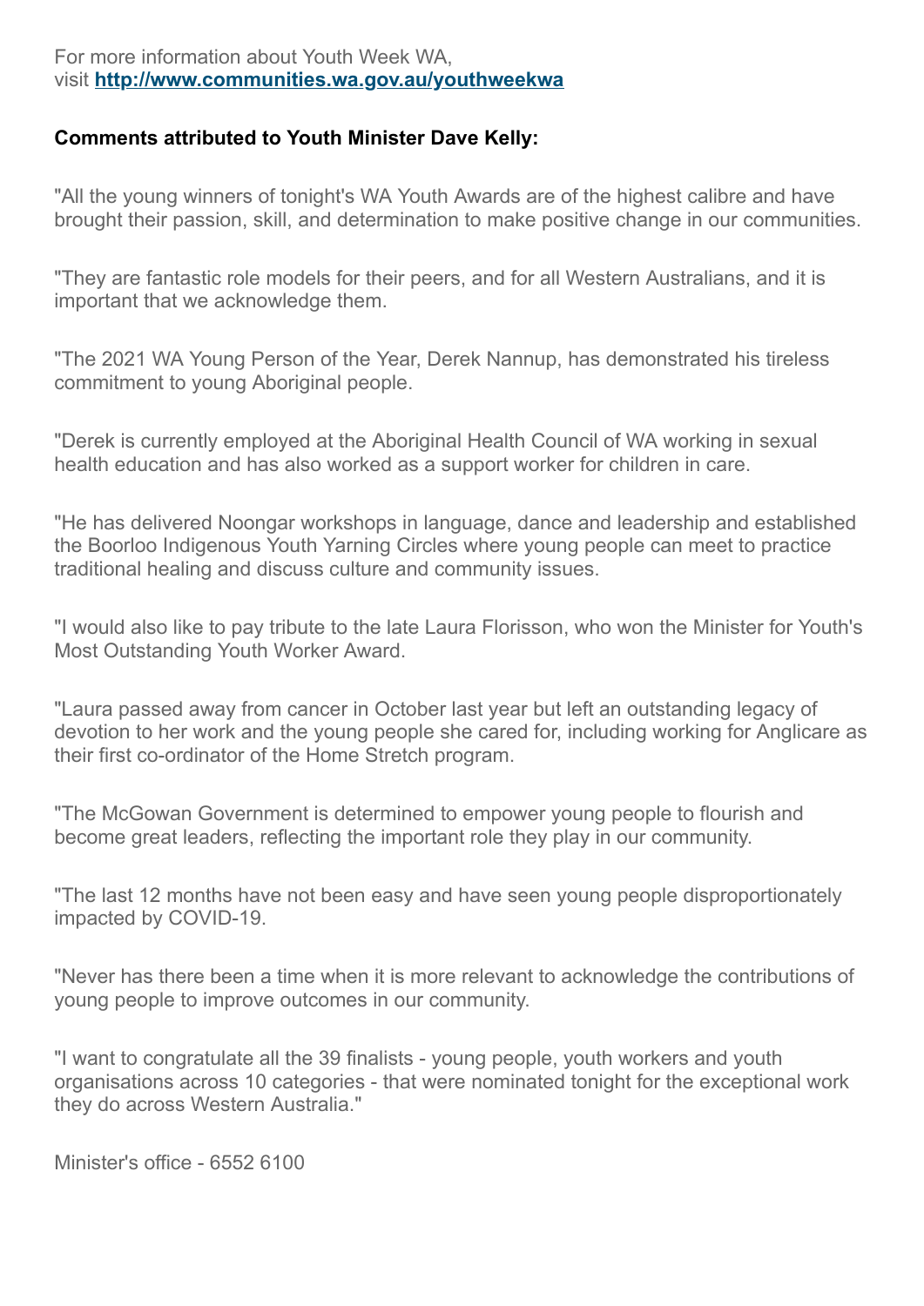For more information about Youth Week WA, visit **[http://www.communities.wa.gov.au/youthweekwa](http://www.communities.wa.gov.au/youthweekwa)**

**Comments attributed to Youth Minister Dave Kelly:**

"All the young winners of tonight's WA Youth Awards are of the highest calibre and have brought their passion, skill, and determination to make positive change in our communities.

"They are fantastic role models for their peers, and for all Western Australians, and it is important that we acknowledge them.

"The 2021 WA Young Person of the Year, Derek Nannup, has demonstrated his tireless commitment to young Aboriginal people.

"Derek is currently employed at the Aboriginal Health Council of WA working in sexual health education and has also worked as a support worker for children in care.

"He has delivered Noongar workshops in language, dance and leadership and established the Boorloo Indigenous Youth Yarning Circles where young people can meet to practice traditional healing and discuss culture and community issues.

"I would also like to pay tribute to the late Laura Florisson, who won the Minister for Youth's Most Outstanding Youth Worker Award.

"Laura passed away from cancer in October last year but left an outstanding legacy of devotion to her work and the young people she cared for, including working for Anglicare as their first co-ordinator of the Home Stretch program.

"The McGowan Government is determined to empower young people to flourish and become great leaders, reflecting the important role they play in our community.

"The last 12 months have not been easy and have seen young people disproportionately impacted by COVID-19.

"Never has there been a time when it is more relevant to acknowledge the contributions of young people to improve outcomes in our community.

"I want to congratulate all the 39 finalists - young people, youth workers and youth organisations across 10 categories - that were nominated tonight for the exceptional work they do across Western Australia."

Minister's office - 6552 6100